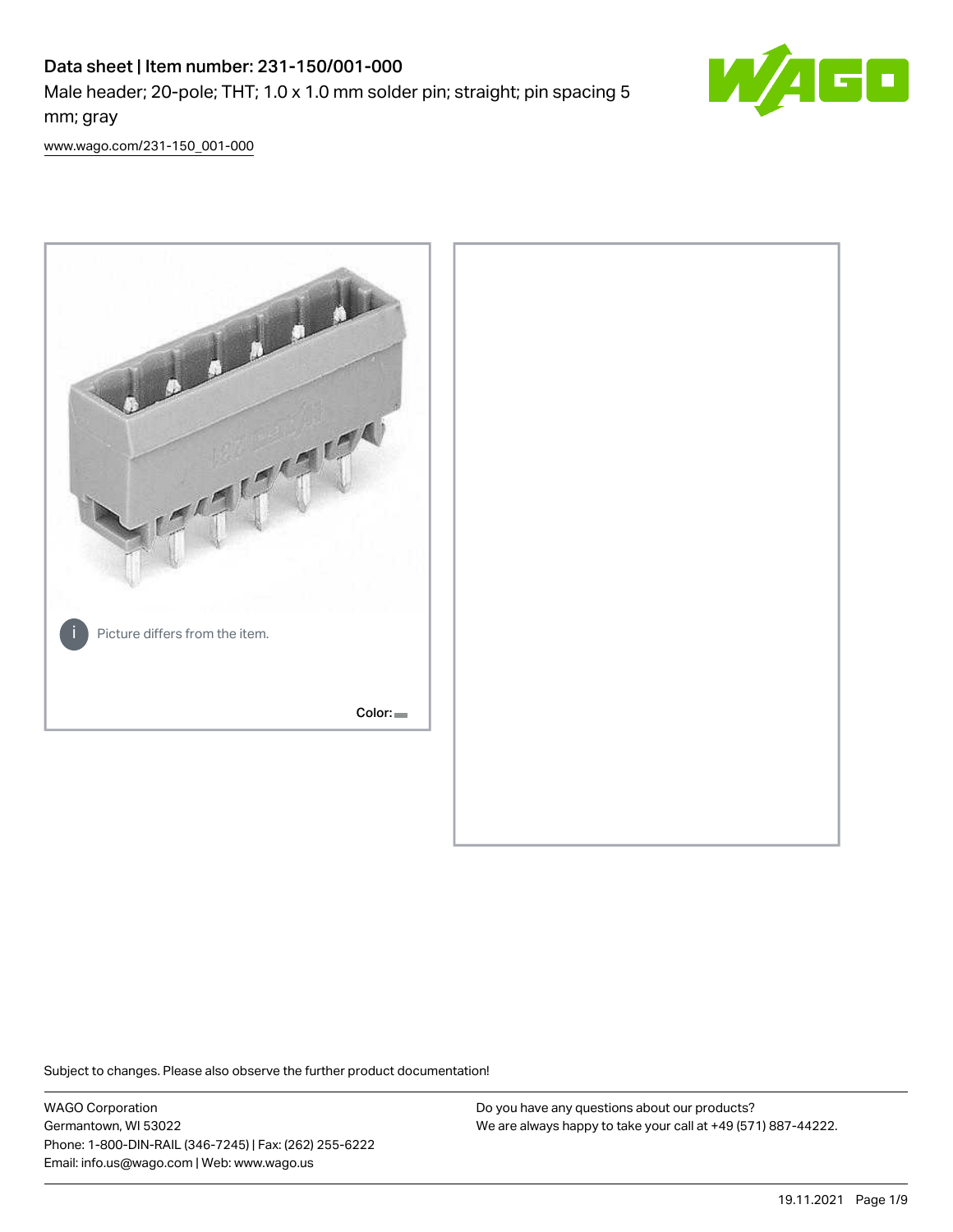# Data sheet | Item number: 231-150/001-000

Male header; 20-pole; THT; 1.0 x 1.0 mm solder pin; straight; pin spacing 5 mm; gray

www.wago.com/231-150_001-000

Picture differs from the item.

Color:

Subject to changes. Please also observe the further product documentation!

WAGO Corporation
Germantown, WI 53022
Phone: 1-800-DIN-RAIL (346-7245) | Fax: (262) 255-6222
Email: info.us@wago.com | Web: www.wago.us

Do you have any questions about our products?
We are always happy to take your call at +49 (571) 887-44222.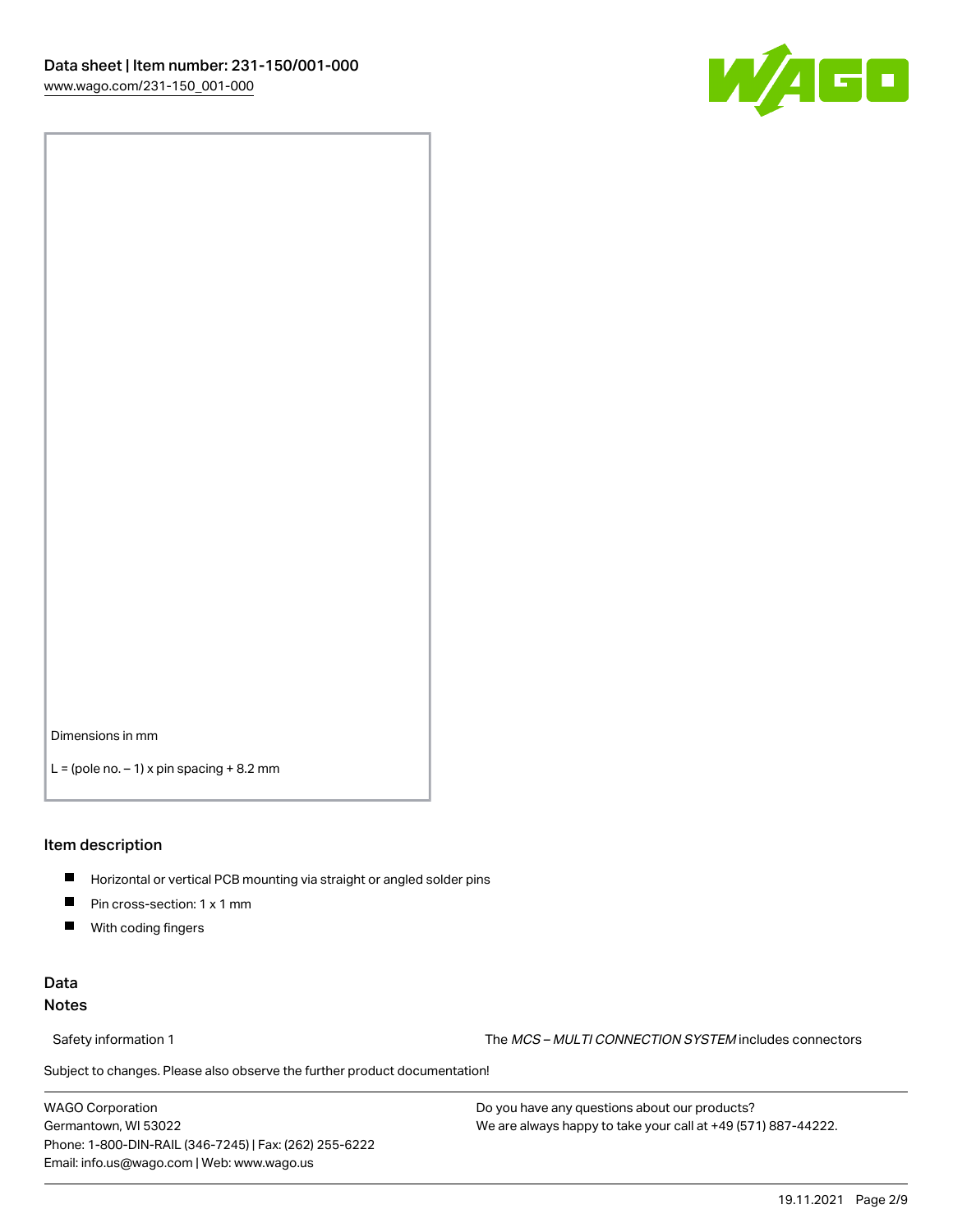Dimensions in mm

L = (pole no. – 1) x pin spacing + 8.2 mm

## Item description

- Horizontal or vertical PCB mounting via straight or angled solder pins
- Pin cross-section: 1 x 1 mm
- With coding fingers

## Data

### Notes

Safety information 1

The *MCS – MULTI CONNECTION SYSTEM* includes connectors

Subject to changes. Please also observe the further product documentation!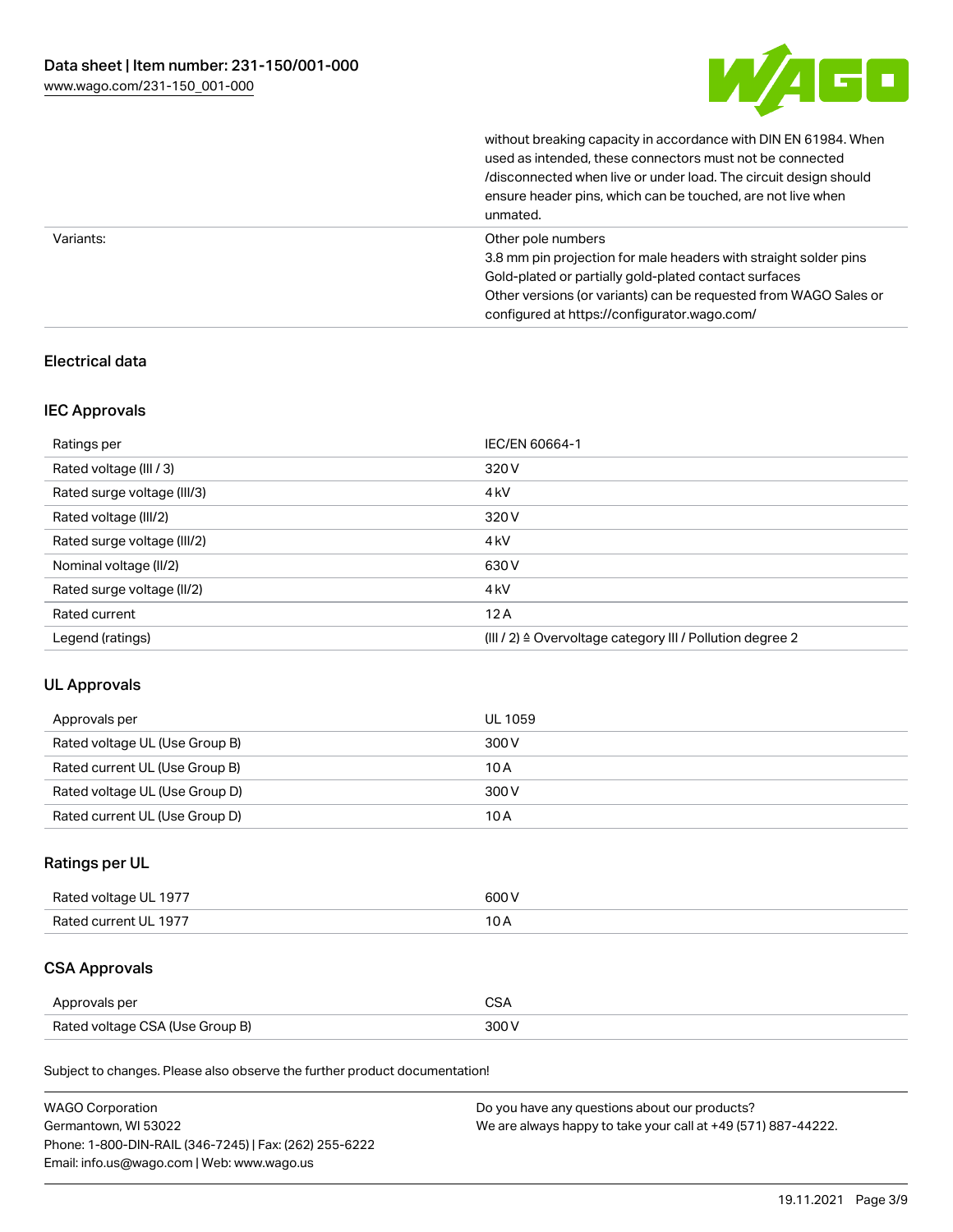| | |
|---|---|
| | without breaking capacity in accordance with DIN EN 61984. When used as intended, these connectors must not be connected /disconnected when live or under load. The circuit design should ensure header pins, which can be touched, are not live when unmated. |
| Variants: | Other pole numbers<br>3.8 mm pin projection for male headers with straight solder pins<br>Gold-plated or partially gold-plated contact surfaces<br>Other versions (or variants) can be requested from WAGO Sales or configured at https://configurator.wago.com/ |

## Electrical data

### IEC Approvals

| | |
|---|---|
| Ratings per | IEC/EN 60664-1 |
| Rated voltage (III / 3) | 320 V |
| Rated surge voltage (III/3) | 4 kV |
| Rated voltage (III/2) | 320 V |
| Rated surge voltage (III/2) | 4 kV |
| Nominal voltage (II/2) | 630 V |
| Rated surge voltage (II/2) | 4 kV |
| Rated current | 12 A |
| Legend (ratings) | (III / 2) ≙ Overvoltage category III / Pollution degree 2 |

### UL Approvals

| | |
|---|---|
| Approvals per | UL 1059 |
| Rated voltage UL (Use Group B) | 300 V |
| Rated current UL (Use Group B) | 10 A |
| Rated voltage UL (Use Group D) | 300 V |
| Rated current UL (Use Group D) | 10 A |

### Ratings per UL

| | |
|---|---|
| Rated voltage UL 1977 | 600 V |
| Rated current UL 1977 | 10 A |

### CSA Approvals

| | |
|---|---|
| Approvals per | CSA |
| Rated voltage CSA (Use Group B) | 300 V |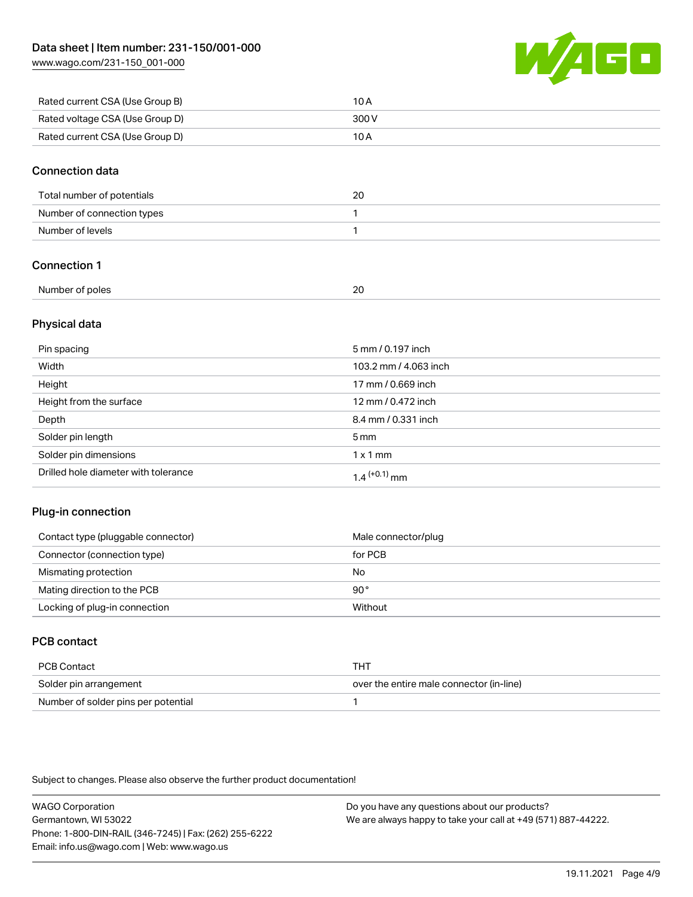| | |
|---|---|
| Rated current CSA (Use Group B) | 10 A |
| Rated voltage CSA (Use Group D) | 300 V |
| Rated current CSA (Use Group D) | 10 A |

## Connection data

| | |
|---|---|
| Total number of potentials | 20 |
| Number of connection types | 1 |
| Number of levels | 1 |

## Connection 1

| | |
|---|---|
| Number of poles | 20 |

## Physical data

| | |
|---|---|
| Pin spacing | 5 mm / 0.197 inch |
| Width | 103.2 mm / 4.063 inch |
| Height | 17 mm / 0.669 inch |
| Height from the surface | 12 mm / 0.472 inch |
| Depth | 8.4 mm / 0.331 inch |
| Solder pin length | 5 mm |
| Solder pin dimensions | 1 x 1 mm |
| Drilled hole diameter with tolerance | $1.4^{(+0.1)}$ mm |

## Plug-in connection

| | |
|---|---|
| Contact type (pluggable connector) | Male connector/plug |
| Connector (connection type) | for PCB |
| Mismating protection | No |
| Mating direction to the PCB | 90 ° |
| Locking of plug-in connection | Without |

## PCB contact

| | |
|---|---|
| PCB Contact | THT |
| Solder pin arrangement | over the entire male connector (in-line) |
| Number of solder pins per potential | 1 |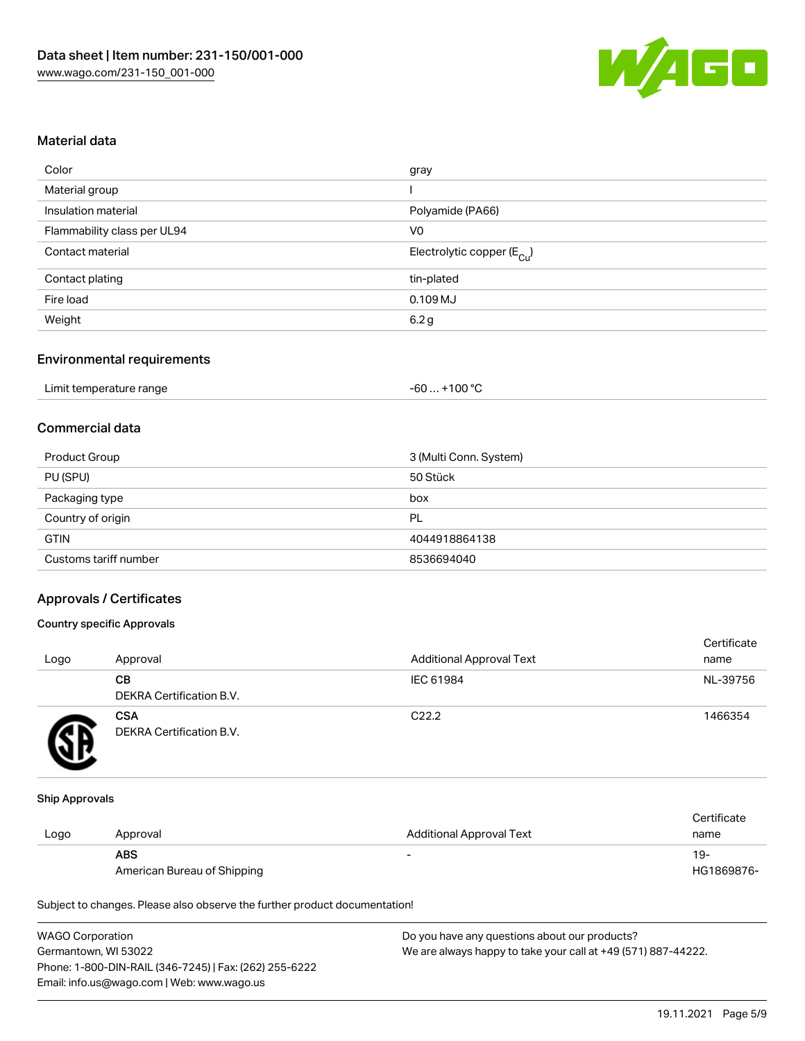## Material data

| | |
|---|---|
| Color | gray |
| Material group | I |
| Insulation material | Polyamide (PA66) |
| Flammability class per UL94 | V0 |
| Contact material | Electrolytic copper ($E_{Cu}$) |
| Contact plating | tin-plated |
| Fire load | 0.109 MJ |
| Weight | 6.2 g |

## Environmental requirements

| | |
|---|---|
| Limit temperature range | -60 … +100 °C |

## Commercial data

| | |
|---|---|
| Product Group | 3 (Multi Conn. System) |
| PU (SPU) | 50 Stück |
| Packaging type | box |
| Country of origin | PL |
| GTIN | 4044918864138 |
| Customs tariff number | 8536694040 |

## Approvals / Certificates

### Country specific Approvals

| Logo | Approval | Additional Approval Text | Certificate name |
|---|---|---|---|
| | **CB** DEKRA Certification B.V. | IEC 61984 | NL-39756 |
| | **CSA** DEKRA Certification B.V. | C22.2 | 1466354 |

### Ship Approvals

| Logo | Approval | Additional Approval Text | Certificate name |
|---|---|---|---|
| | **ABS** American Bureau of Shipping | - | 19-HG1869876- |

Subject to changes. Please also observe the further product documentation!

WAGO Corporation
Germantown, WI 53022
Phone: 1-800-DIN-RAIL (346-7245) | Fax: (262) 255-6222
Email: info.us@wago.com | Web: www.wago.us

Do you have any questions about our products?
We are always happy to take your call at +49 (571) 887-44222.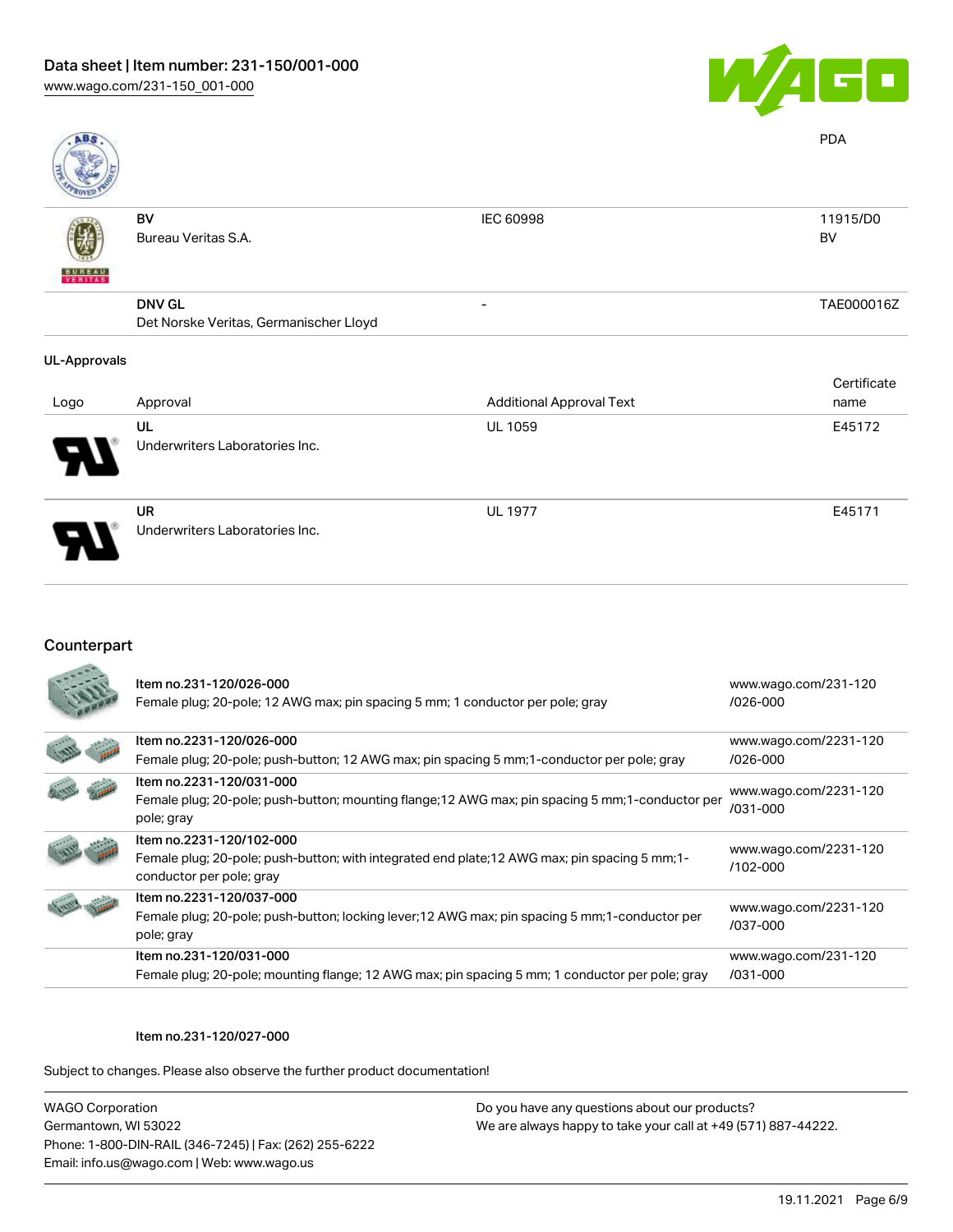PDA

| Logo | Approval | Additional Approval Text | Certificate name |
|---|---|---|---|
| | ABS | | |
| | BV<br>Bureau Veritas S.A. | IEC 60998 | 11915/D0<br>BV |
| | DNV GL<br>Det Norske Veritas, Germanischer Lloyd | - | TAE000016Z |

### UL-Approvals

| Logo | Approval | Additional Approval Text | Certificate name |
|---|---|---|---|
| | UL<br>Underwriters Laboratories Inc. | UL 1059 | E45172 |
| | UR<br>Underwriters Laboratories Inc. | UL 1977 | E45171 |

## Counterpart

| | Item | Link |
|---|---|---|
| | Item no.231-120/026-000<br>Female plug; 20-pole; 12 AWG max; pin spacing 5 mm; 1 conductor per pole; gray | www.wago.com/231-120/026-000 |
| | Item no.2231-120/026-000<br>Female plug; 20-pole; push-button; 12 AWG max; pin spacing 5 mm;1-conductor per pole; gray | www.wago.com/2231-120/026-000 |
| | Item no.2231-120/031-000<br>Female plug; 20-pole; push-button; mounting flange;12 AWG max; pin spacing 5 mm;1-conductor per pole; gray | www.wago.com/2231-120/031-000 |
| | Item no.2231-120/102-000<br>Female plug; 20-pole; push-button; with integrated end plate;12 AWG max; pin spacing 5 mm;1-conductor per pole; gray | www.wago.com/2231-120/102-000 |
| | Item no.2231-120/037-000<br>Female plug; 20-pole; push-button; locking lever;12 AWG max; pin spacing 5 mm;1-conductor per pole; gray | www.wago.com/2231-120/037-000 |
| | Item no.231-120/031-000<br>Female plug; 20-pole; mounting flange; 12 AWG max; pin spacing 5 mm; 1 conductor per pole; gray | www.wago.com/231-120/031-000 |

Item no.231-120/027-000

Subject to changes. Please also observe the further product documentation!

WAGO Corporation
Germantown, WI 53022
Phone: 1-800-DIN-RAIL (346-7245) | Fax: (262) 255-6222
Email: info.us@wago.com | Web: www.wago.us

Do you have any questions about our products?
We are always happy to take your call at +49 (571) 887-44222.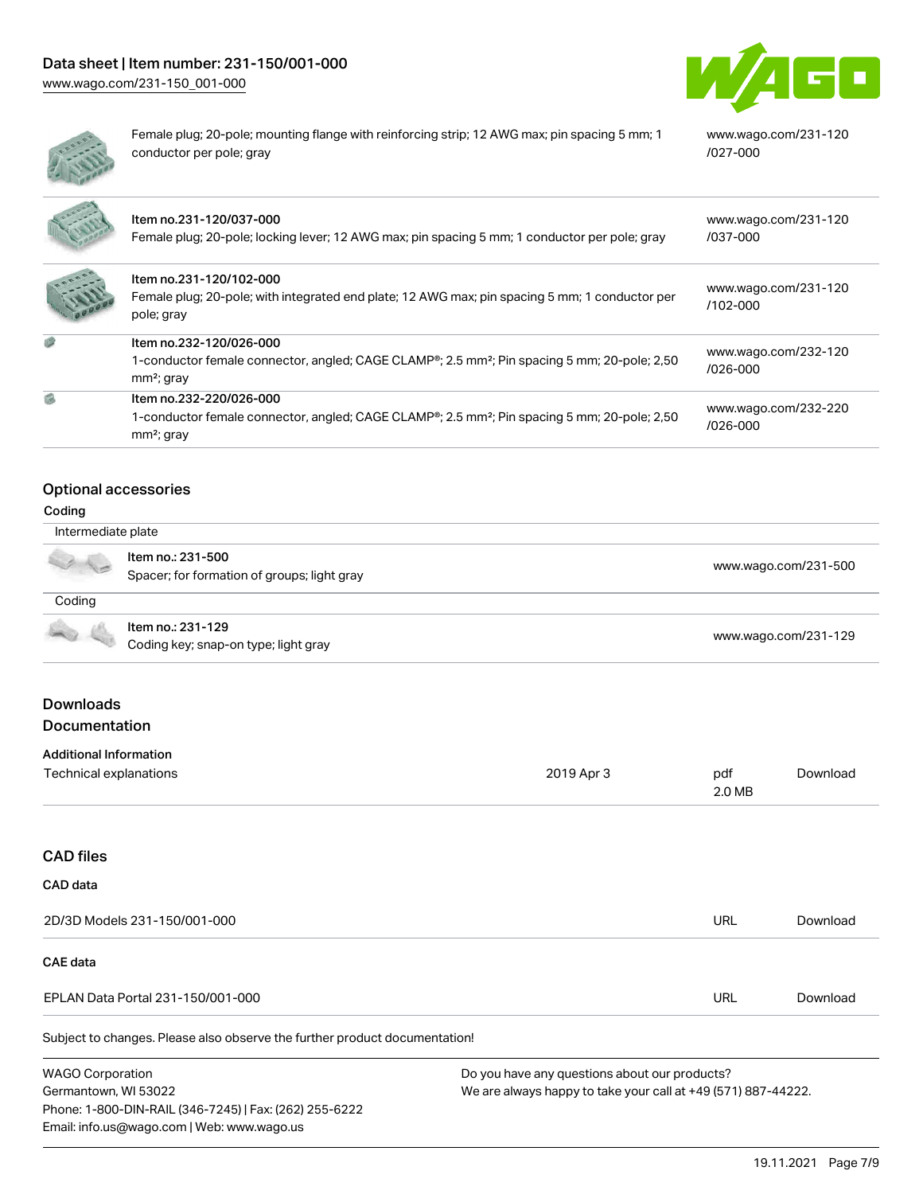| | | |
|---|---|---|
| | Female plug; 20-pole; mounting flange with reinforcing strip; 12 AWG max; pin spacing 5 mm; 1 conductor per pole; gray | www.wago.com/231-120/027-000 |
| | Item no.231-120/037-000<br>Female plug; 20-pole; locking lever; 12 AWG max; pin spacing 5 mm; 1 conductor per pole; gray | www.wago.com/231-120/037-000 |
| | Item no.231-120/102-000<br>Female plug; 20-pole; with integrated end plate; 12 AWG max; pin spacing 5 mm; 1 conductor per pole; gray | www.wago.com/231-120/102-000 |
| | Item no.232-120/026-000<br>1-conductor female connector, angled; CAGE CLAMP®; 2.5 mm²; Pin spacing 5 mm; 20-pole; 2,50 mm²; gray | www.wago.com/232-120/026-000 |
| | Item no.232-220/026-000<br>1-conductor female connector, angled; CAGE CLAMP®; 2.5 mm²; Pin spacing 5 mm; 20-pole; 2,50 mm²; gray | www.wago.com/232-220/026-000 |

## Optional accessories

### Coding

Intermediate plate

| | | |
|---|---|---|
| | Item no.: 231-500<br>Spacer; for formation of groups; light gray | www.wago.com/231-500 |

Coding

| | | |
|---|---|---|
| | Item no.: 231-129<br>Coding key; snap-on type; light gray | www.wago.com/231-129 |

## Downloads

## Documentation

### Additional Information

| | | | |
|---|---|---|---|
| Technical explanations | 2019 Apr 3 | pdf<br>2.0 MB | Download |

## CAD files

### CAD data

| | | |
|---|---|---|
| 2D/3D Models 231-150/001-000 | URL | Download |

### CAE data

| | | |
|---|---|---|
| EPLAN Data Portal 231-150/001-000 | URL | Download |

Subject to changes. Please also observe the further product documentation!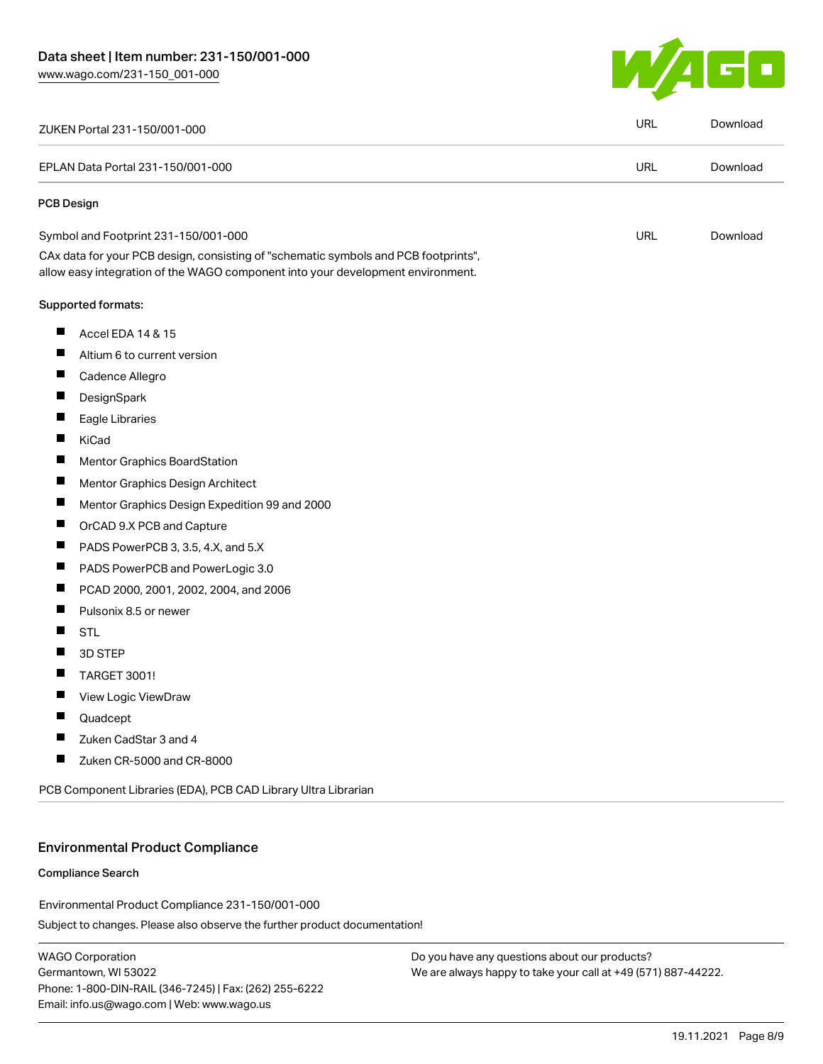| | | |
|---|---|---|
| ZUKEN Portal 231-150/001-000 | URL | Download |
| EPLAN Data Portal 231-150/001-000 | URL | Download |

**PCB Design**

| | | |
|---|---|---|
| Symbol and Footprint 231-150/001-000 | URL | Download |

CAx data for your PCB design, consisting of "schematic symbols and PCB footprints", allow easy integration of the WAGO component into your development environment.

Supported formats:

- Accel EDA 14 & 15
- Altium 6 to current version
- Cadence Allegro
- DesignSpark
- Eagle Libraries
- KiCad
- Mentor Graphics BoardStation
- Mentor Graphics Design Architect
- Mentor Graphics Design Expedition 99 and 2000
- OrCAD 9.X PCB and Capture
- PADS PowerPCB 3, 3.5, 4.X, and 5.X
- PADS PowerPCB and PowerLogic 3.0
- PCAD 2000, 2001, 2002, 2004, and 2006
- Pulsonix 8.5 or newer
- STL
- 3D STEP
- TARGET 3001!
- View Logic ViewDraw
- Quadcept
- Zuken CadStar 3 and 4
- Zuken CR-5000 and CR-8000

PCB Component Libraries (EDA), PCB CAD Library Ultra Librarian

## Environmental Product Compliance

**Compliance Search**

Environmental Product Compliance 231-150/001-000

Subject to changes. Please also observe the further product documentation!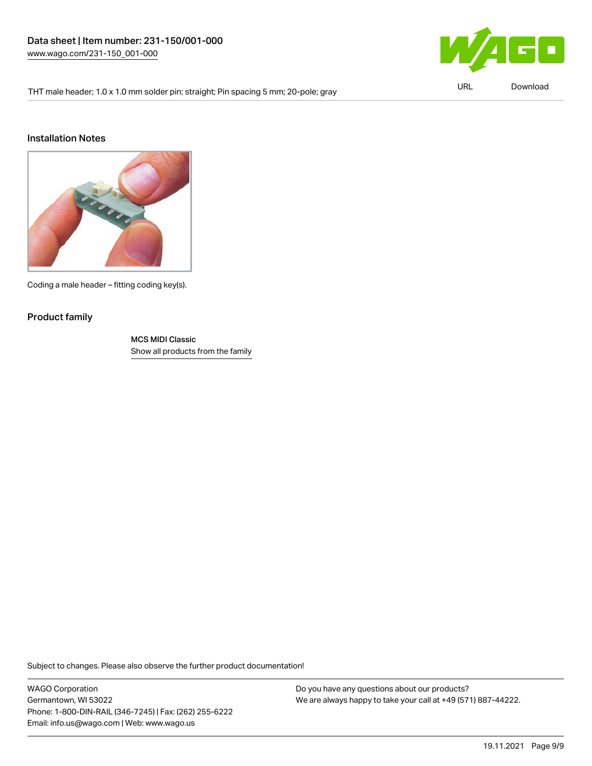## Installation Notes

Coding a male header – fitting coding key(s).

## Product family

**MCS MIDI Classic**
Show all products from the family

Subject to changes. Please also observe the further product documentation!

WAGO Corporation
Germantown, WI 53022
Phone: 1-800-DIN-RAIL (346-7245) | Fax: (262) 255-6222
Email: info.us@wago.com | Web: www.wago.us

Do you have any questions about our products?
We are always happy to take your call at +49 (571) 887-44222.